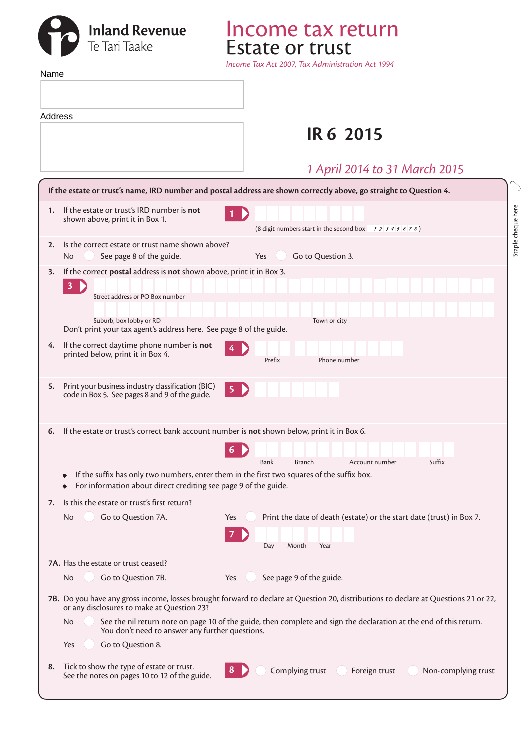Inland Revenue
Te Tari Taake

# Income tax return
# Estate or trust

*Income Tax Act 2007, Tax Administration Act 1994*

Name

Address

## IR 6 2015

*1 April 2014 to 31 March 2015*

Staple cheque here

**If the estate or trust's name, IRD number and postal address are shown correctly above, go straight to Question 4.**

**1.** If the estate or trust's IRD number is **not** shown above, print it in Box 1.

**1** (8 digit numbers start in the second box *1 2 3 4 5 6 7 8*)

**2.** Is the correct estate or trust name shown above?

No ◯ See page 8 of the guide. Yes ◯ Go to Question 3.

**3.** If the correct **postal** address is **not** shown above, print it in Box 3.

**3** Street address or PO Box number

Suburb, box lobby or RD Town or city

Don't print your tax agent's address here. See page 8 of the guide.

**4.** If the correct daytime phone number is **not** printed below, print it in Box 4.

**4** Prefix Phone number

**5.** Print your business industry classification (BIC) code in Box 5. See pages 8 and 9 of the guide.

**5**

**6.** If the estate or trust's correct bank account number is **not** shown below, print it in Box 6.

**6** Bank Branch Account number Suffix

- If the suffix has only two numbers, enter them in the first two squares of the suffix box.
- For information about direct crediting see page 9 of the guide.

**7.** Is this the estate or trust's first return?

No ◯ Go to Question 7A. Yes ◯ Print the date of death (estate) or the start date (trust) in Box 7.

**7** Day Month Year

**7A.** Has the estate or trust ceased?

No ◯ Go to Question 7B. Yes ◯ See page 9 of the guide.

**7B.** Do you have any gross income, losses brought forward to declare at Question 20, distributions to declare at Questions 21 or 22, or any disclosures to make at Question 23?

No ◯ See the nil return note on page 10 of the guide, then complete and sign the declaration at the end of this return. You don't need to answer any further questions.

Yes ◯ Go to Question 8.

**8.** Tick to show the type of estate or trust. See the notes on pages 10 to 12 of the guide.

**8** ◯ Complying trust ◯ Foreign trust ◯ Non-complying trust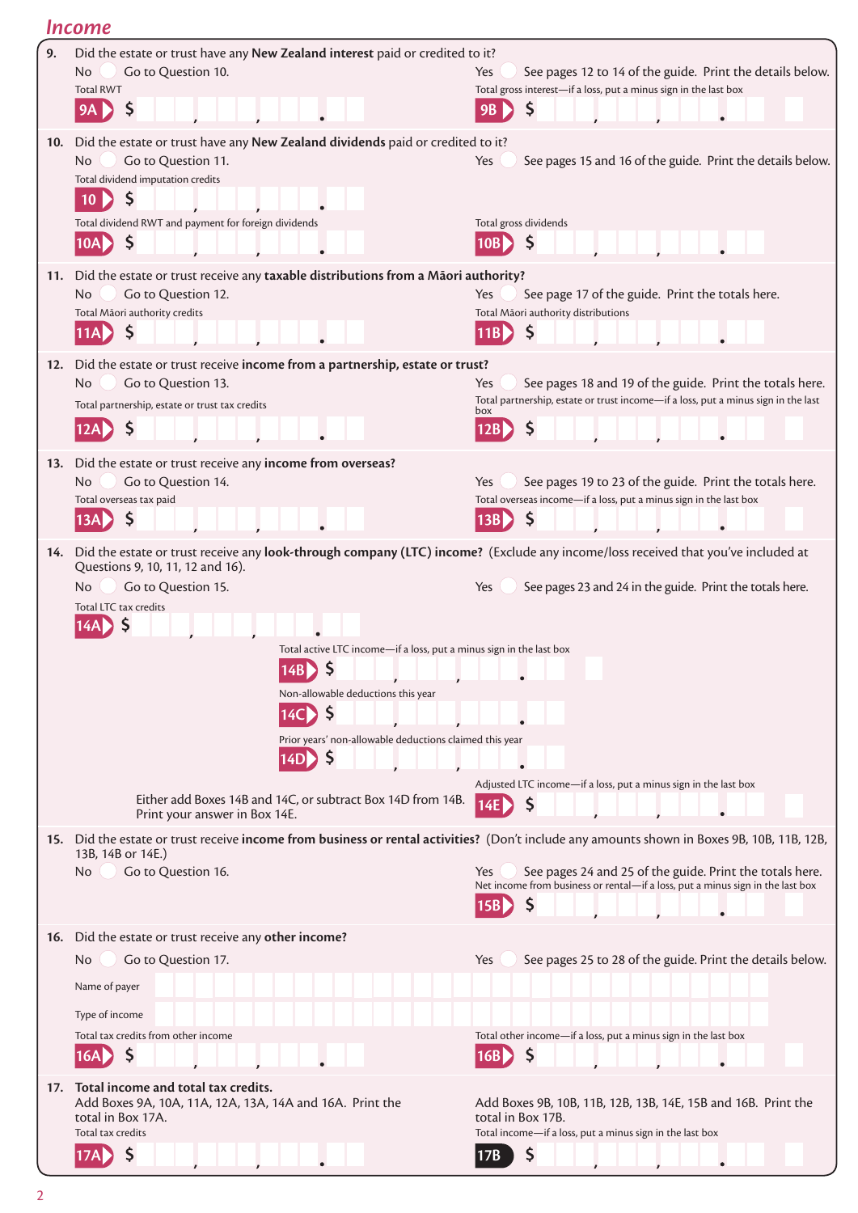# Income

**9.** Did the estate or trust have any **New Zealand interest** paid or credited to it?

No ◯ Go to Question 10.

Yes ◯ See pages 12 to 14 of the guide. Print the details below.

Total RWT

**9A** $ ___,___,___.__

Total gross interest—if a loss, put a minus sign in the last box

**9B** $ ___,___,___.__

**10.** Did the estate or trust have any **New Zealand dividends** paid or credited to it?

No ◯ Go to Question 11.

Yes ◯ See pages 15 and 16 of the guide. Print the details below.

Total dividend imputation credits

**10** $ ___,___,___.__

Total dividend RWT and payment for foreign dividends

**10A** $ ___,___,___.__

Total gross dividends

**10B** $ ___,___,___.__

**11.** Did the estate or trust receive any **taxable distributions from a Māori authority?**

No ◯ Go to Question 12.

Yes ◯ See page 17 of the guide. Print the totals here.

Total Māori authority credits

**11A** $ ___,___,___.__

Total Māori authority distributions

**11B** $ ___,___,___.__

**12.** Did the estate or trust receive **income from a partnership, estate or trust?**

No ◯ Go to Question 13.

Yes ◯ See pages 18 and 19 of the guide. Print the totals here.

Total partnership, estate or trust tax credits

**12A** $ ___,___,___.__

Total partnership, estate or trust income—if a loss, put a minus sign in the last box

**12B** $ ___,___,___.__

**13.** Did the estate or trust receive any **income from overseas?**

No ◯ Go to Question 14.

Yes ◯ See pages 19 to 23 of the guide. Print the totals here.

Total overseas tax paid

**13A** $ ___,___,___.__

Total overseas income—if a loss, put a minus sign in the last box

**13B** $ ___,___,___.__

**14.** Did the estate or trust receive any **look-through company (LTC) income?** (Exclude any income/loss received that you've included at Questions 9, 10, 11, 12 and 16).

No ◯ Go to Question 15.

Yes ◯ See pages 23 and 24 in the guide. Print the totals here.

Total LTC tax credits

**14A** $ ___,___,___.__

Total active LTC income—if a loss, put a minus sign in the last box

**14B** $ ___,___,___.__

Non-allowable deductions this year

**14C** $ ___,___,___.__

Prior years' non-allowable deductions claimed this year

**14D** $ ___,___,___.__

Either add Boxes 14B and 14C, or subtract Box 14D from 14B. Print your answer in Box 14E.

Adjusted LTC income—if a loss, put a minus sign in the last box

**14E** $ ___,___,___.__

**15.** Did the estate or trust receive **income from business or rental activities?** (Don't include any amounts shown in Boxes 9B, 10B, 11B, 12B, 13B, 14B or 14E.)

No ◯ Go to Question 16.

Yes ◯ See pages 24 and 25 of the guide. Print the totals here.

Net income from business or rental—if a loss, put a minus sign in the last box

**15B** $ ___,___,___.__

**16.** Did the estate or trust receive any **other income?**

No ◯ Go to Question 17.

Yes ◯ See pages 25 to 28 of the guide. Print the details below.

Name of payer

Type of income

Total tax credits from other income

**16A** $ ___,___,___.__

Total other income—if a loss, put a minus sign in the last box

**16B** $ ___,___,___.__

**17. Total income and total tax credits.**

Add Boxes 9A, 10A, 11A, 12A, 13A, 14A and 16A. Print the total in Box 17A.

Total tax credits

**17A** $ ___,___,___.__

Add Boxes 9B, 10B, 11B, 12B, 13B, 14E, 15B and 16B. Print the total in Box 17B.

Total income—if a loss, put a minus sign in the last box

**17B** $ ___,___,___.__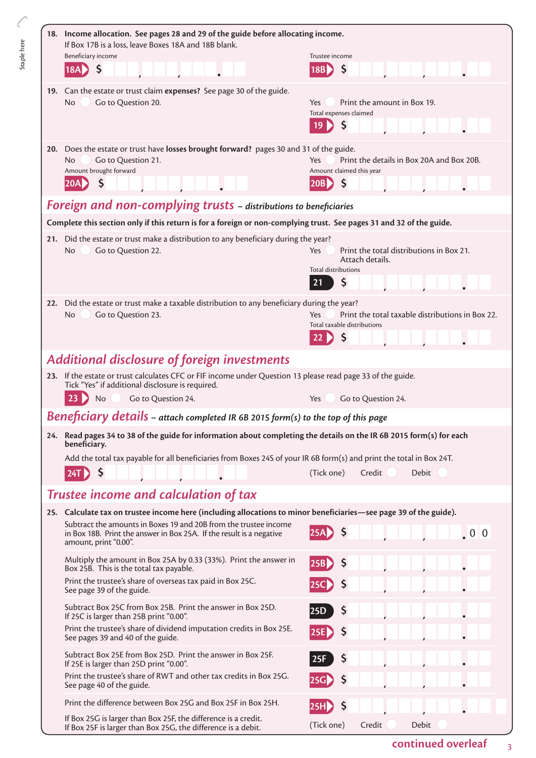**18. Income allocation. See pages 28 and 29 of the guide before allocating income.**

If Box 17B is a loss, leave Boxes 18A and 18B blank.

Beneficiary income

**18A** $ , , .

Trustee income

**18B** $ , , .

**19.** Can the estate or trust claim **expenses?** See page 30 of the guide.

No ◯ Go to Question 20.

Yes ◯ Print the amount in Box 19.

Total expenses claimed

**19** $ , , .

**20.** Does the estate or trust have **losses brought forward?** pages 30 and 31 of the guide.

No ◯ Go to Question 21.

Yes ◯ Print the details in Box 20A and Box 20B.

Amount brought forward

**20A** $ , , .

Amount claimed this year

**20B** $ , , .

## *Foreign and non-complying trusts – distributions to beneficiaries*

**Complete this section only if this return is for a foreign or non-complying trust. See pages 31 and 32 of the guide.**

**21.** Did the estate or trust make a distribution to any beneficiary during the year?

No ◯ Go to Question 22.

Yes ◯ Print the total distributions in Box 21. Attach details.

Total distributions

**21** $ , , .

**22.** Did the estate or trust make a taxable distribution to any beneficiary during the year?

No ◯ Go to Question 23.

Yes ◯ Print the total taxable distributions in Box 22.

Total taxable distributions

**22** $ , , .

## *Additional disclosure of foreign investments*

**23.** If the estate or trust calculates CFC or FIF income under Question 13 please read page 33 of the guide. Tick "Yes" if additional disclosure is required.

**23** No ◯ Go to Question 24.

Yes ◯ Go to Question 24.

## *Beneficiary details – attach completed IR 6B 2015 form(s) to the top of this page*

**24. Read pages 34 to 38 of the guide for information about completing the details on the IR 6B 2015 form(s) for each beneficiary.**

Add the total tax payable for all beneficiaries from Boxes 24S of your IR 6B form(s) and print the total in Box 24T.

**24T** $ , , .

(Tick one) Credit ◯ Debit ◯

## *Trustee income and calculation of tax*

**25. Calculate tax on trustee income here (including allocations to minor beneficiaries—see page 39 of the guide).**

Subtract the amounts in Boxes 19 and 20B from the trustee income in Box 18B. Print the answer in Box 25A. If the result is a negative amount, print "0.00".

**25A** $ , , . 0 0

Multiply the amount in Box 25A by 0.33 (33%). Print the answer in Box 25B. This is the total tax payable.

**25B** $ , , .

Print the trustee's share of overseas tax paid in Box 25C. See page 39 of the guide.

**25C** $ , , .

Subtract Box 25C from Box 25B. Print the answer in Box 25D. If 25C is larger than 25B print "0.00".

**25D** $ , , .

Print the trustee's share of dividend imputation credits in Box 25E. See pages 39 and 40 of the guide.

**25E** $ , , .

Subtract Box 25E from Box 25D. Print the answer in Box 25F. If 25E is larger than 25D print "0.00".

**25F** $ , , .

Print the trustee's share of RWT and other tax credits in Box 25G. See page 40 of the guide.

**25G** $ , , .

Print the difference between Box 25G and Box 25F in Box 25H.

**25H** $ , , .

If Box 25G is larger than Box 25F, the difference is a credit.
If Box 25F is larger than Box 25G, the difference is a debit.

(Tick one) Credit ◯ Debit ◯

**continued overleaf**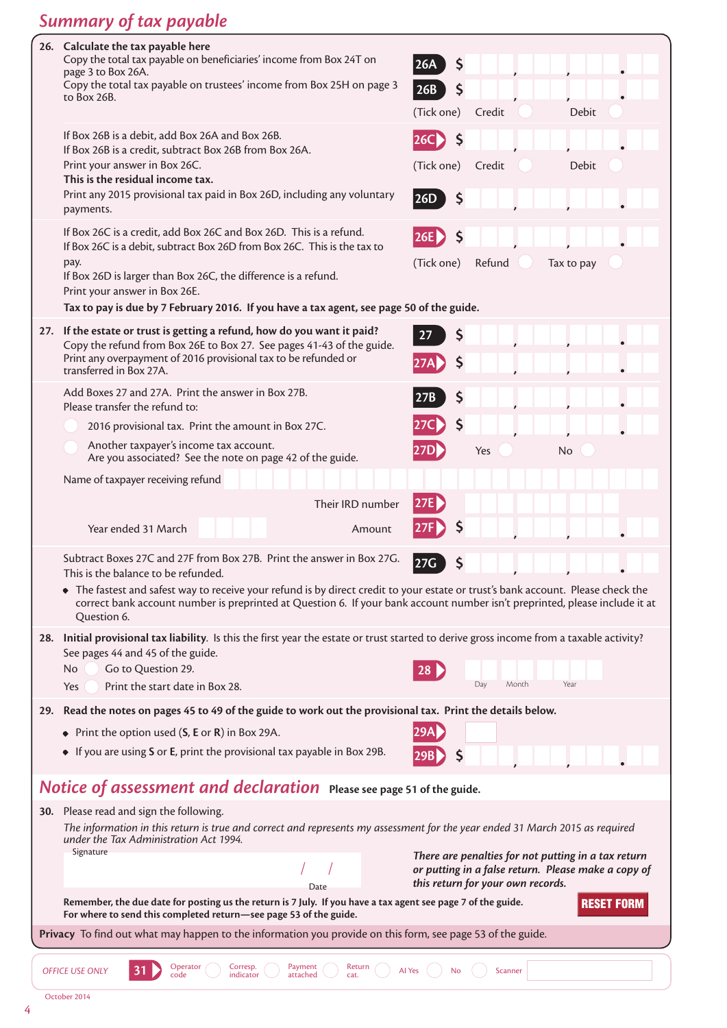## Summary of tax payable

**26. Calculate the tax payable here**

Copy the total tax payable on beneficiaries' income from Box 24T on page 3 to Box 26A.

**26A** $

Copy the total tax payable on trustees' income from Box 25H on page 3 to Box 26B.

**26B** $

(Tick one) Credit ◯ Debit ◯

If Box 26B is a debit, add Box 26A and Box 26B.
If Box 26B is a credit, subtract Box 26B from Box 26A.
Print your answer in Box 26C.
**This is the residual income tax.**

**26C** $

(Tick one) Credit ◯ Debit ◯

Print any 2015 provisional tax paid in Box 26D, including any voluntary payments.

**26D** $

If Box 26C is a credit, add Box 26C and Box 26D. This is a refund.
If Box 26C is a debit, subtract Box 26D from Box 26C. This is the tax to pay.
If Box 26D is larger than Box 26C, the difference is a refund.
Print your answer in Box 26E.

**26E** $

(Tick one) Refund ◯ Tax to pay ◯

**Tax to pay is due by 7 February 2016. If you have a tax agent, see page 50 of the guide.**

**27. If the estate or trust is getting a refund, how do you want it paid?**

Copy the refund from Box 26E to Box 27. See pages 41-43 of the guide.

**27** $

Print any overpayment of 2016 provisional tax to be refunded or transferred in Box 27A.

**27A** $

Add Boxes 27 and 27A. Print the answer in Box 27B.

**27B** $

Please transfer the refund to:

◯ 2016 provisional tax. Print the amount in Box 27C.

**27C** $

◯ Another taxpayer's income tax account.
Are you associated? See the note on page 42 of the guide.

**27D** Yes ◯ No ◯

Name of taxpayer receiving refund

Their IRD number **27E**

Year ended 31 March

Amount **27F** $

Subtract Boxes 27C and 27F from Box 27B. Print the answer in Box 27G.
This is the balance to be refunded.

**27G** $

- The fastest and safest way to receive your refund is by direct credit to your estate or trust's bank account. Please check the correct bank account number is preprinted at Question 6. If your bank account number isn't preprinted, please include it at Question 6.

**28. Initial provisional tax liability.** Is this the first year the estate or trust started to derive gross income from a taxable activity? See pages 44 and 45 of the guide.

No ◯ Go to Question 29.

Yes ◯ Print the start date in Box 28.

**28** Day Month Year

**29. Read the notes on pages 45 to 49 of the guide to work out the provisional tax. Print the details below.**

- Print the option used (**S**, **E** or **R**) in Box 29A. **29A**
- If you are using **S** or **E**, print the provisional tax payable in Box 29B. **29B** $

## Notice of assessment and declaration

**Please see page 51 of the guide.**

**30.** Please read and sign the following.

*The information in this return is true and correct and represents my assessment for the year ended 31 March 2015 as required under the Tax Administration Act 1994.*

Signature

/ /

Date

***There are penalties for not putting in a tax return or putting in a false return. Please make a copy of this return for your own records.***

**Remember, the due date for posting us the return is 7 July. If you have a tax agent see page 7 of the guide.**
**For where to send this completed return—see page 53 of the guide.**

**RESET FORM**

**Privacy** To find out what may happen to the information you provide on this form, see page 53 of the guide.

OFFICE USE ONLY **31** Operator code ◯ Corresp. indicator ◯ Payment attached ◯ Return cat. ◯ AI Yes ◯ No ◯ Scanner

October 2014